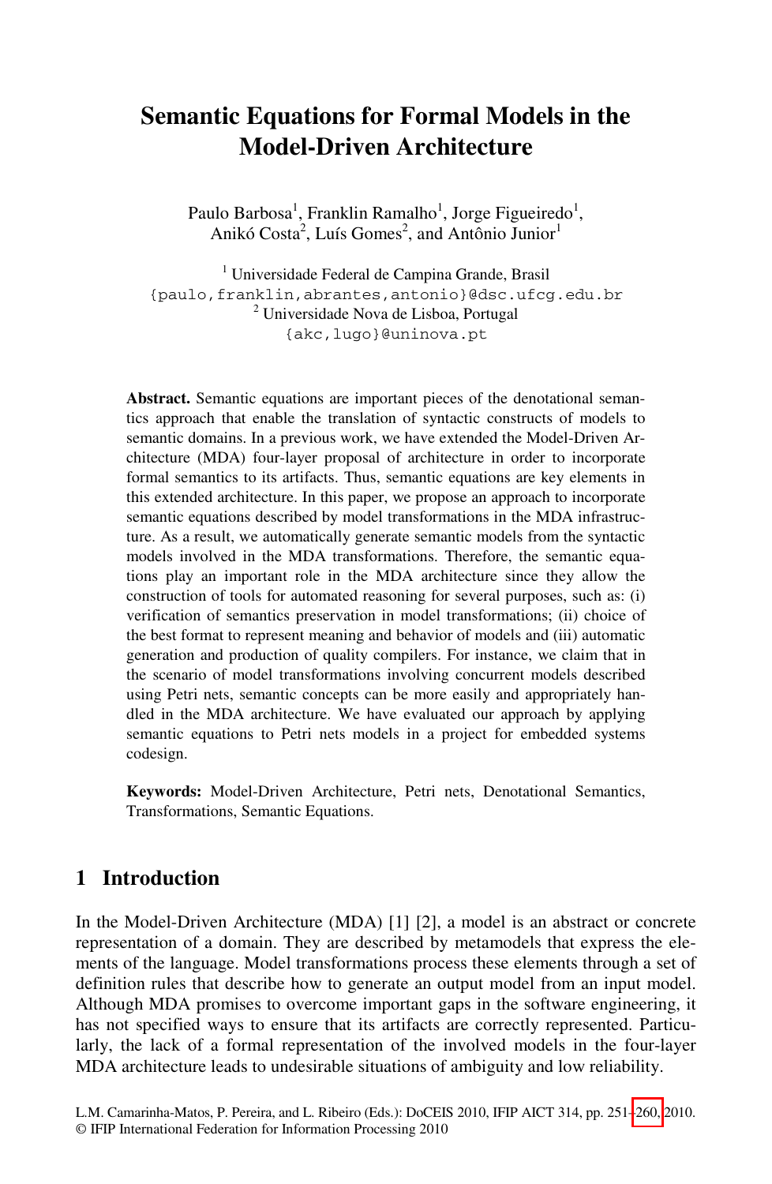# Semantic Equations for Formal Models in the Model-Driven Architecture

Paulo Barbosa[1], Franklin Ramalho[1], Jorge Figueiredo[1], Anikó Costa[2], Luís Gomes[2], and Antônio Junior[1]

[1] Universidade Federal de Campina Grande, Brasil
{paulo,franklin,abrantes,antonio}@dsc.ufcg.edu.br
[2] Universidade Nova de Lisboa, Portugal
{akc,lugo}@uninova.pt

**Abstract.** Semantic equations are important pieces of the denotational semantics approach that enable the translation of syntactic constructs of models to semantic domains. In a previous work, we have extended the Model-Driven Architecture (MDA) four-layer proposal of architecture in order to incorporate formal semantics to its artifacts. Thus, semantic equations are key elements in this extended architecture. In this paper, we propose an approach to incorporate semantic equations described by model transformations in the MDA infrastructure. As a result, we automatically generate semantic models from the syntactic models involved in the MDA transformations. Therefore, the semantic equations play an important role in the MDA architecture since they allow the construction of tools for automated reasoning for several purposes, such as: (i) verification of semantics preservation in model transformations; (ii) choice of the best format to represent meaning and behavior of models and (iii) automatic generation and production of quality compilers. For instance, we claim that in the scenario of model transformations involving concurrent models described using Petri nets, semantic concepts can be more easily and appropriately handled in the MDA architecture. We have evaluated our approach by applying semantic equations to Petri nets models in a project for embedded systems codesign.

**Keywords:** Model-Driven Architecture, Petri nets, Denotational Semantics, Transformations, Semantic Equations.

## 1 Introduction

In the Model-Driven Architecture (MDA) [1] [2], a model is an abstract or concrete representation of a domain. They are described by metamodels that express the elements of the language. Model transformations process these elements through a set of definition rules that describe how to generate an output model from an input model. Although MDA promises to overcome important gaps in the software engineering, it has not specified ways to ensure that its artifacts are correctly represented. Particularly, the lack of a formal representation of the involved models in the four-layer MDA architecture leads to undesirable situations of ambiguity and low reliability.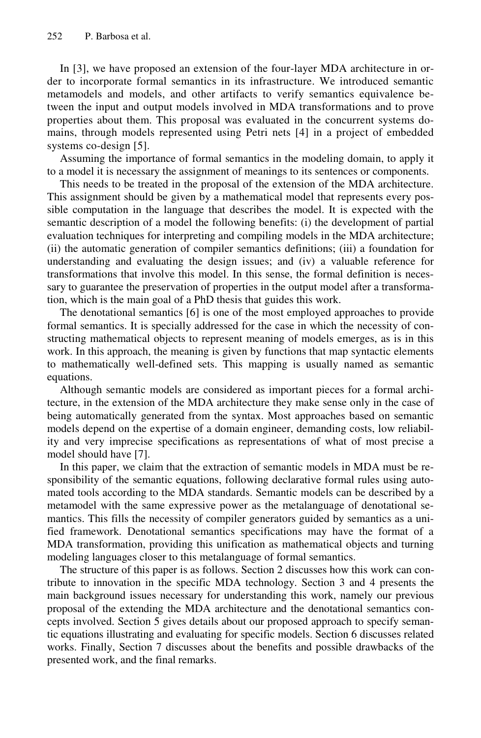In [3], we have proposed an extension of the four-layer MDA architecture in order to incorporate formal semantics in its infrastructure. We introduced semantic metamodels and models, and other artifacts to verify semantics equivalence between the input and output models involved in MDA transformations and to prove properties about them. This proposal was evaluated in the concurrent systems domains, through models represented using Petri nets [4] in a project of embedded systems co-design [5].

Assuming the importance of formal semantics in the modeling domain, to apply it to a model it is necessary the assignment of meanings to its sentences or components.

This needs to be treated in the proposal of the extension of the MDA architecture. This assignment should be given by a mathematical model that represents every possible computation in the language that describes the model. It is expected with the semantic description of a model the following benefits: (i) the development of partial evaluation techniques for interpreting and compiling models in the MDA architecture; (ii) the automatic generation of compiler semantics definitions; (iii) a foundation for understanding and evaluating the design issues; and (iv) a valuable reference for transformations that involve this model. In this sense, the formal definition is necessary to guarantee the preservation of properties in the output model after a transformation, which is the main goal of a PhD thesis that guides this work.

The denotational semantics [6] is one of the most employed approaches to provide formal semantics. It is specially addressed for the case in which the necessity of constructing mathematical objects to represent meaning of models emerges, as is in this work. In this approach, the meaning is given by functions that map syntactic elements to mathematically well-defined sets. This mapping is usually named as semantic equations.

Although semantic models are considered as important pieces for a formal architecture, in the extension of the MDA architecture they make sense only in the case of being automatically generated from the syntax. Most approaches based on semantic models depend on the expertise of a domain engineer, demanding costs, low reliability and very imprecise specifications as representations of what of most precise a model should have [7].

In this paper, we claim that the extraction of semantic models in MDA must be responsibility of the semantic equations, following declarative formal rules using automated tools according to the MDA standards. Semantic models can be described by a metamodel with the same expressive power as the metalanguage of denotational semantics. This fills the necessity of compiler generators guided by semantics as a unified framework. Denotational semantics specifications may have the format of a MDA transformation, providing this unification as mathematical objects and turning modeling languages closer to this metalanguage of formal semantics.

The structure of this paper is as follows. Section 2 discusses how this work can contribute to innovation in the specific MDA technology. Section 3 and 4 presents the main background issues necessary for understanding this work, namely our previous proposal of the extending the MDA architecture and the denotational semantics concepts involved. Section 5 gives details about our proposed approach to specify semantic equations illustrating and evaluating for specific models. Section 6 discusses related works. Finally, Section 7 discusses about the benefits and possible drawbacks of the presented work, and the final remarks.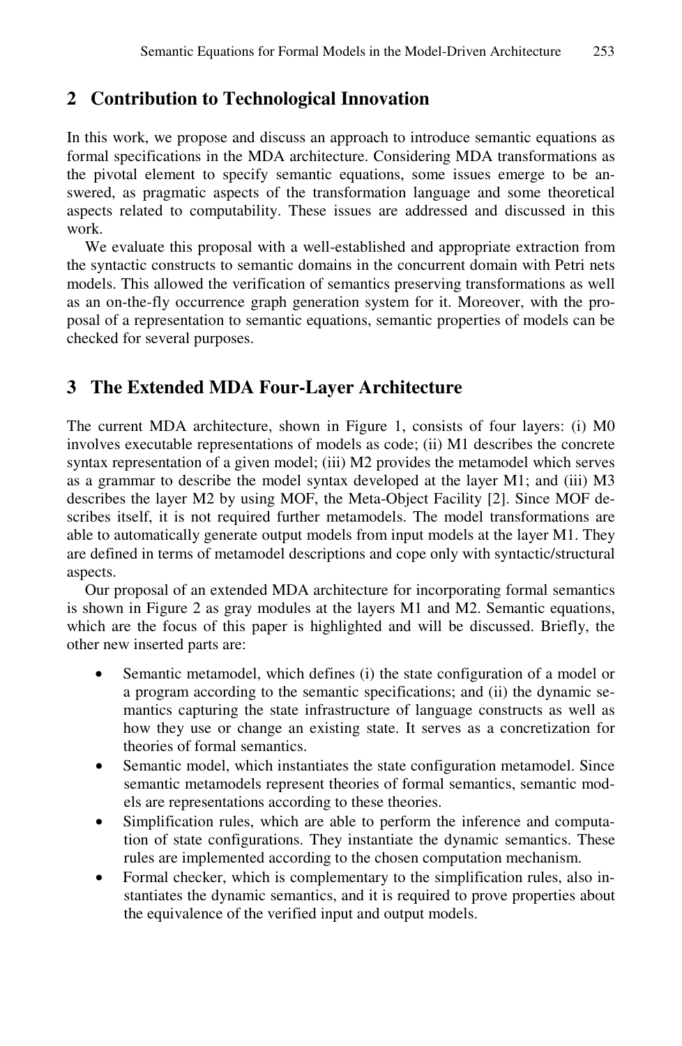## 2 Contribution to Technological Innovation

In this work, we propose and discuss an approach to introduce semantic equations as formal specifications in the MDA architecture. Considering MDA transformations as the pivotal element to specify semantic equations, some issues emerge to be answered, as pragmatic aspects of the transformation language and some theoretical aspects related to computability. These issues are addressed and discussed in this work.

We evaluate this proposal with a well-established and appropriate extraction from the syntactic constructs to semantic domains in the concurrent domain with Petri nets models. This allowed the verification of semantics preserving transformations as well as an on-the-fly occurrence graph generation system for it. Moreover, with the proposal of a representation to semantic equations, semantic properties of models can be checked for several purposes.

## 3 The Extended MDA Four-Layer Architecture

The current MDA architecture, shown in Figure 1, consists of four layers: (i) M0 involves executable representations of models as code; (ii) M1 describes the concrete syntax representation of a given model; (iii) M2 provides the metamodel which serves as a grammar to describe the model syntax developed at the layer M1; and (iii) M3 describes the layer M2 by using MOF, the Meta-Object Facility [2]. Since MOF describes itself, it is not required further metamodels. The model transformations are able to automatically generate output models from input models at the layer M1. They are defined in terms of metamodel descriptions and cope only with syntactic/structural aspects.

Our proposal of an extended MDA architecture for incorporating formal semantics is shown in Figure 2 as gray modules at the layers M1 and M2. Semantic equations, which are the focus of this paper is highlighted and will be discussed. Briefly, the other new inserted parts are:

- Semantic metamodel, which defines (i) the state configuration of a model or a program according to the semantic specifications; and (ii) the dynamic semantics capturing the state infrastructure of language constructs as well as how they use or change an existing state. It serves as a concretization for theories of formal semantics.
- Semantic model, which instantiates the state configuration metamodel. Since semantic metamodels represent theories of formal semantics, semantic models are representations according to these theories.
- Simplification rules, which are able to perform the inference and computation of state configurations. They instantiate the dynamic semantics. These rules are implemented according to the chosen computation mechanism.
- Formal checker, which is complementary to the simplification rules, also instantiates the dynamic semantics, and it is required to prove properties about the equivalence of the verified input and output models.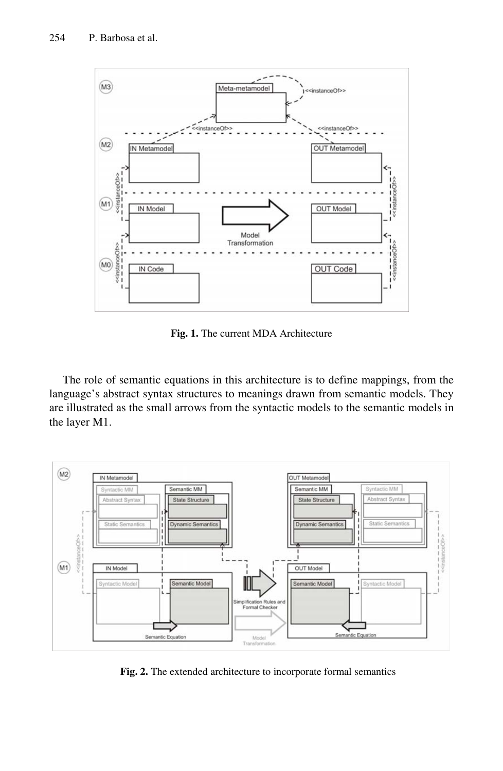**Fig. 1.** The current MDA Architecture

The role of semantic equations in this architecture is to define mappings, from the language's abstract syntax structures to meanings drawn from semantic models. They are illustrated as the small arrows from the syntactic models to the semantic models in the layer M1.

**Fig. 2.** The extended architecture to incorporate formal semantics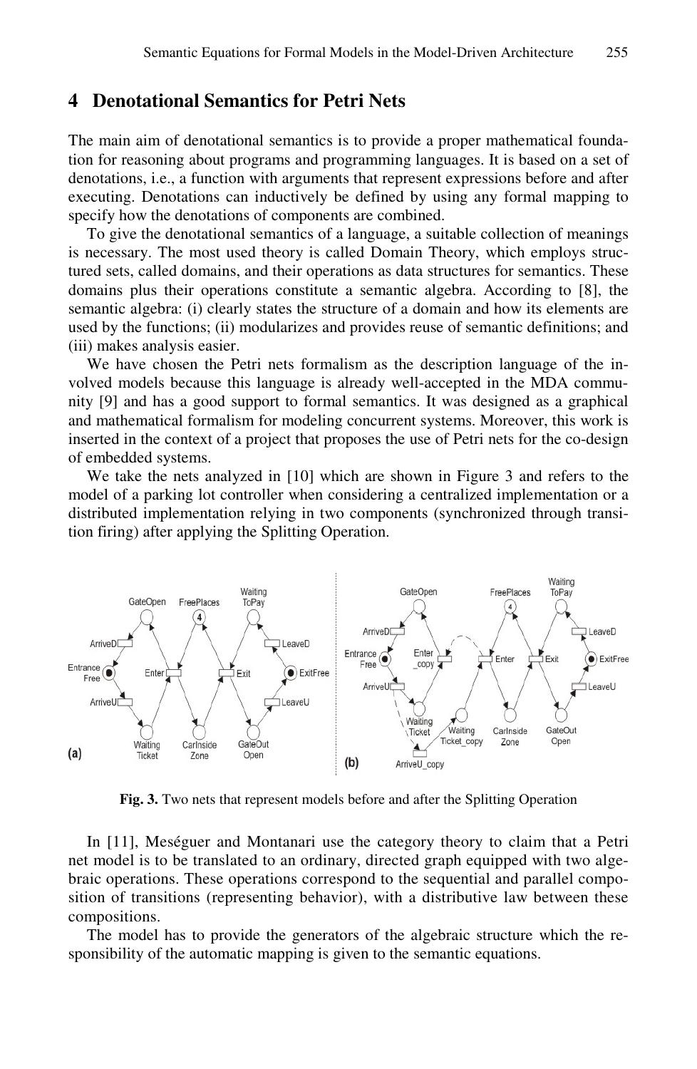## 4 Denotational Semantics for Petri Nets

The main aim of denotational semantics is to provide a proper mathematical foundation for reasoning about programs and programming languages. It is based on a set of denotations, i.e., a function with arguments that represent expressions before and after executing. Denotations can inductively be defined by using any formal mapping to specify how the denotations of components are combined.

To give the denotational semantics of a language, a suitable collection of meanings is necessary. The most used theory is called Domain Theory, which employs structured sets, called domains, and their operations as data structures for semantics. These domains plus their operations constitute a semantic algebra. According to [8], the semantic algebra: (i) clearly states the structure of a domain and how its elements are used by the functions; (ii) modularizes and provides reuse of semantic definitions; and (iii) makes analysis easier.

We have chosen the Petri nets formalism as the description language of the involved models because this language is already well-accepted in the MDA community [9] and has a good support to formal semantics. It was designed as a graphical and mathematical formalism for modeling concurrent systems. Moreover, this work is inserted in the context of a project that proposes the use of Petri nets for the co-design of embedded systems.

We take the nets analyzed in [10] which are shown in Figure 3 and refers to the model of a parking lot controller when considering a centralized implementation or a distributed implementation relying in two components (synchronized through transition firing) after applying the Splitting Operation.

(a)
GateOpen
FreePlaces
4
Waiting ToPay
ArriveD
LeaveD
Entrance Free
Enter
Exit
ExitFree
ArriveU
LeaveU
Waiting Ticket
CarInside Zone
GateOut Open

(b)
GateOpen
FreePlaces
4
Waiting ToPay
ArriveD
LeaveD
Entrance Free
Enter _copy
Enter
Exit
ExitFree
ArriveU
LeaveU
Waiting Ticket
Waiting Ticket_copy
CarInside Zone
GateOut Open
ArriveU_copy

**Fig. 3.** Two nets that represent models before and after the Splitting Operation

In [11], Meséguer and Montanari use the category theory to claim that a Petri net model is to be translated to an ordinary, directed graph equipped with two algebraic operations. These operations correspond to the sequential and parallel composition of transitions (representing behavior), with a distributive law between these compositions.

The model has to provide the generators of the algebraic structure which the responsibility of the automatic mapping is given to the semantic equations.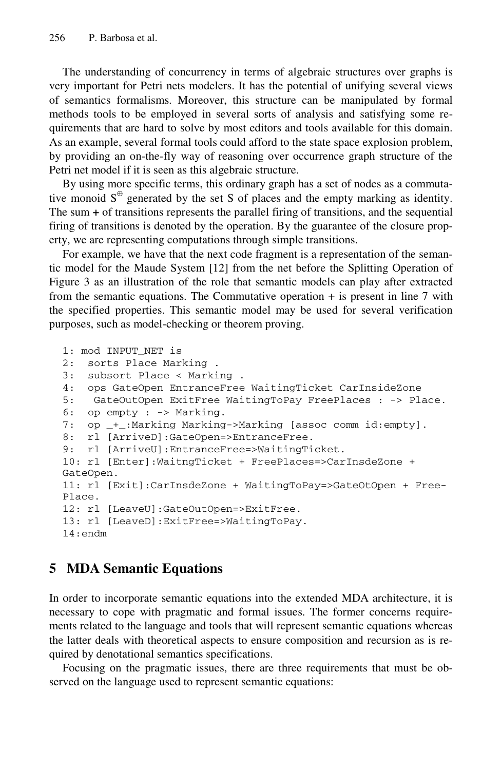The understanding of concurrency in terms of algebraic structures over graphs is very important for Petri nets modelers. It has the potential of unifying several views of semantics formalisms. Moreover, this structure can be manipulated by formal methods tools to be employed in several sorts of analysis and satisfying some requirements that are hard to solve by most editors and tools available for this domain. As an example, several formal tools could afford to the state space explosion problem, by providing an on-the-fly way of reasoning over occurrence graph structure of the Petri net model if it is seen as this algebraic structure.

By using more specific terms, this ordinary graph has a set of nodes as a commutative monoid $S^{\oplus}$ generated by the set S of places and the empty marking as identity. The sum **+** of transitions represents the parallel firing of transitions, and the sequential firing of transitions is denoted by the operation. By the guarantee of the closure property, we are representing computations through simple transitions.

For example, we have that the next code fragment is a representation of the semantic model for the Maude System [12] from the net before the Splitting Operation of Figure 3 as an illustration of the role that semantic models can play after extracted from the semantic equations. The Commutative operation + is present in line 7 with the specified properties. This semantic model may be used for several verification purposes, such as model-checking or theorem proving.

```
1: mod INPUT_NET is
2:  sorts Place Marking .
3:  subsort Place < Marking .
4:  ops GateOpen EntranceFree WaitingTicket CarInsideZone
5:   GateOutOpen ExitFree WaitingToPay FreePlaces : -> Place.
6:  op empty : -> Marking.
7:  op _+_:Marking Marking->Marking [assoc comm id:empty].
8:  rl [ArriveD]:GateOpen=>EntranceFree.
9:  rl [ArriveU]:EntranceFree=>WaitingTicket.
10: rl [Enter]:WaitngTicket + FreePlaces=>CarInsdeZone +
GateOpen.
11: rl [Exit]:CarInsdeZone + WaitingToPay=>GateOtOpen + Free-
Place.
12: rl [LeaveU]:GateOutOpen=>ExitFree.
13: rl [LeaveD]:ExitFree=>WaitingToPay.
14:endm
```

## 5 MDA Semantic Equations

In order to incorporate semantic equations into the extended MDA architecture, it is necessary to cope with pragmatic and formal issues. The former concerns requirements related to the language and tools that will represent semantic equations whereas the latter deals with theoretical aspects to ensure composition and recursion as is required by denotational semantics specifications.

Focusing on the pragmatic issues, there are three requirements that must be observed on the language used to represent semantic equations: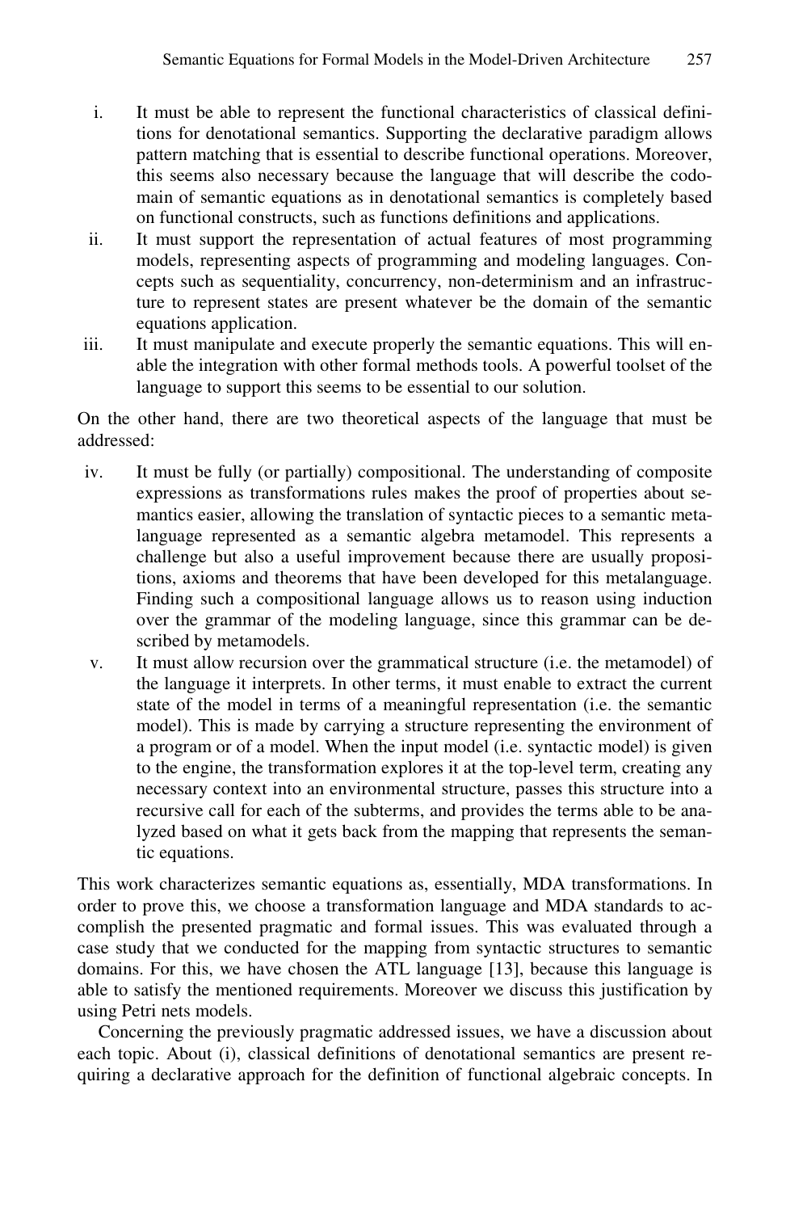i. It must be able to represent the functional characteristics of classical definitions for denotational semantics. Supporting the declarative paradigm allows pattern matching that is essential to describe functional operations. Moreover, this seems also necessary because the language that will describe the codomain of semantic equations as in denotational semantics is completely based on functional constructs, such as functions definitions and applications.

ii. It must support the representation of actual features of most programming models, representing aspects of programming and modeling languages. Concepts such as sequentiality, concurrency, non-determinism and an infrastructure to represent states are present whatever be the domain of the semantic equations application.

iii. It must manipulate and execute properly the semantic equations. This will enable the integration with other formal methods tools. A powerful toolset of the language to support this seems to be essential to our solution.

On the other hand, there are two theoretical aspects of the language that must be addressed:

iv. It must be fully (or partially) compositional. The understanding of composite expressions as transformations rules makes the proof of properties about semantics easier, allowing the translation of syntactic pieces to a semantic metalanguage represented as a semantic algebra metamodel. This represents a challenge but also a useful improvement because there are usually propositions, axioms and theorems that have been developed for this metalanguage. Finding such a compositional language allows us to reason using induction over the grammar of the modeling language, since this grammar can be described by metamodels.

v. It must allow recursion over the grammatical structure (i.e. the metamodel) of the language it interprets. In other terms, it must enable to extract the current state of the model in terms of a meaningful representation (i.e. the semantic model). This is made by carrying a structure representing the environment of a program or of a model. When the input model (i.e. syntactic model) is given to the engine, the transformation explores it at the top-level term, creating any necessary context into an environmental structure, passes this structure into a recursive call for each of the subterms, and provides the terms able to be analyzed based on what it gets back from the mapping that represents the semantic equations.

This work characterizes semantic equations as, essentially, MDA transformations. In order to prove this, we choose a transformation language and MDA standards to accomplish the presented pragmatic and formal issues. This was evaluated through a case study that we conducted for the mapping from syntactic structures to semantic domains. For this, we have chosen the ATL language [13], because this language is able to satisfy the mentioned requirements. Moreover we discuss this justification by using Petri nets models.

Concerning the previously pragmatic addressed issues, we have a discussion about each topic. About (i), classical definitions of denotational semantics are present requiring a declarative approach for the definition of functional algebraic concepts. In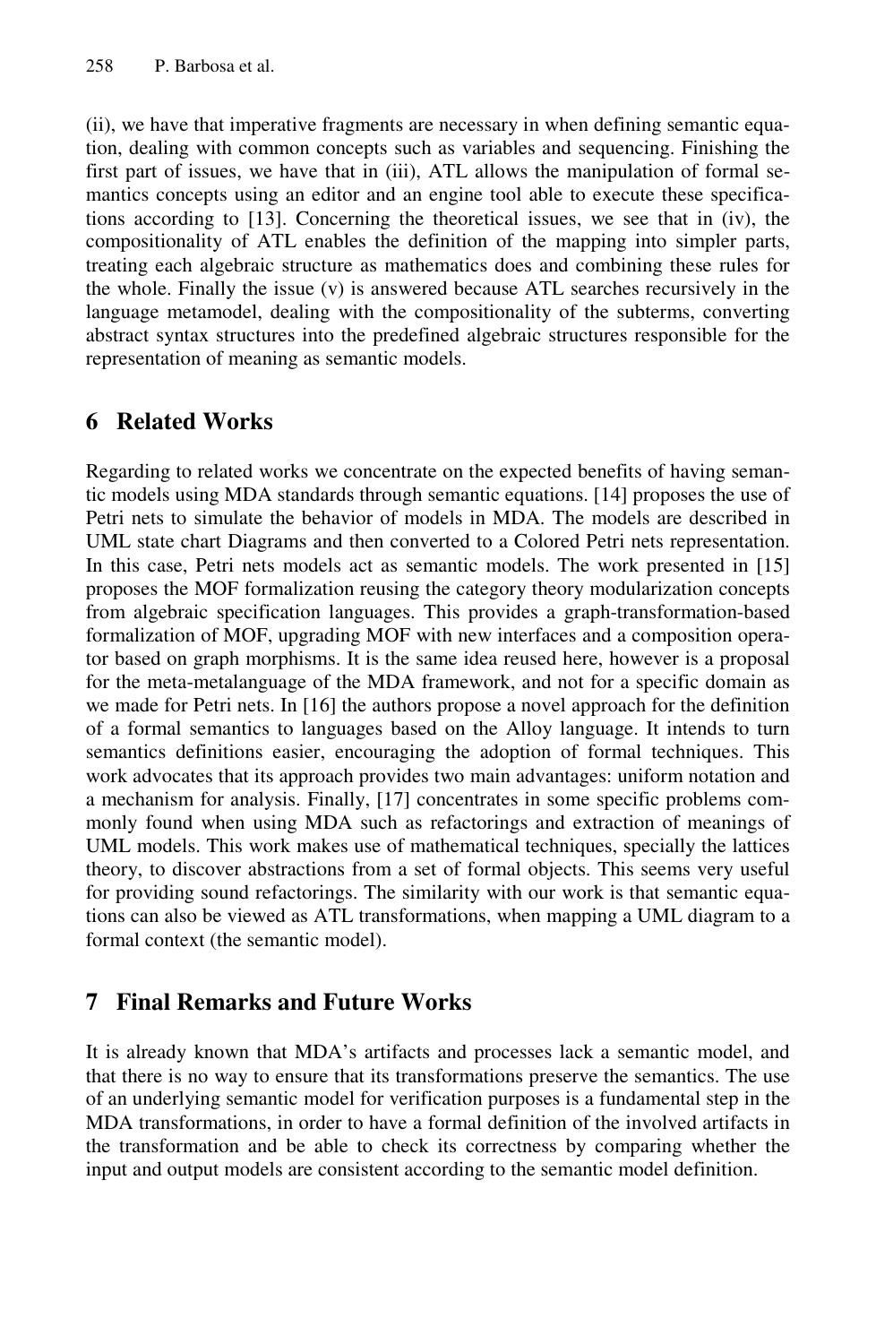(ii), we have that imperative fragments are necessary in when defining semantic equation, dealing with common concepts such as variables and sequencing. Finishing the first part of issues, we have that in (iii), ATL allows the manipulation of formal semantics concepts using an editor and an engine tool able to execute these specifications according to [13]. Concerning the theoretical issues, we see that in (iv), the compositionality of ATL enables the definition of the mapping into simpler parts, treating each algebraic structure as mathematics does and combining these rules for the whole. Finally the issue (v) is answered because ATL searches recursively in the language metamodel, dealing with the compositionality of the subterms, converting abstract syntax structures into the predefined algebraic structures responsible for the representation of meaning as semantic models.

## 6 Related Works

Regarding to related works we concentrate on the expected benefits of having semantic models using MDA standards through semantic equations. [14] proposes the use of Petri nets to simulate the behavior of models in MDA. The models are described in UML state chart Diagrams and then converted to a Colored Petri nets representation. In this case, Petri nets models act as semantic models. The work presented in [15] proposes the MOF formalization reusing the category theory modularization concepts from algebraic specification languages. This provides a graph-transformation-based formalization of MOF, upgrading MOF with new interfaces and a composition operator based on graph morphisms. It is the same idea reused here, however is a proposal for the meta-metalanguage of the MDA framework, and not for a specific domain as we made for Petri nets. In [16] the authors propose a novel approach for the definition of a formal semantics to languages based on the Alloy language. It intends to turn semantics definitions easier, encouraging the adoption of formal techniques. This work advocates that its approach provides two main advantages: uniform notation and a mechanism for analysis. Finally, [17] concentrates in some specific problems commonly found when using MDA such as refactorings and extraction of meanings of UML models. This work makes use of mathematical techniques, specially the lattices theory, to discover abstractions from a set of formal objects. This seems very useful for providing sound refactorings. The similarity with our work is that semantic equations can also be viewed as ATL transformations, when mapping a UML diagram to a formal context (the semantic model).

## 7 Final Remarks and Future Works

It is already known that MDA's artifacts and processes lack a semantic model, and that there is no way to ensure that its transformations preserve the semantics. The use of an underlying semantic model for verification purposes is a fundamental step in the MDA transformations, in order to have a formal definition of the involved artifacts in the transformation and be able to check its correctness by comparing whether the input and output models are consistent according to the semantic model definition.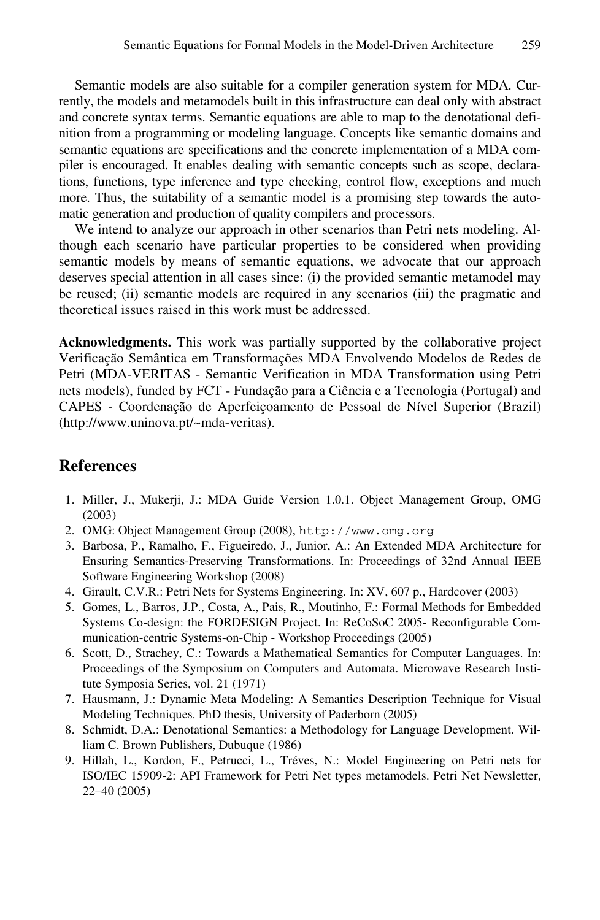Semantic models are also suitable for a compiler generation system for MDA. Currently, the models and metamodels built in this infrastructure can deal only with abstract and concrete syntax terms. Semantic equations are able to map to the denotational definition from a programming or modeling language. Concepts like semantic domains and semantic equations are specifications and the concrete implementation of a MDA compiler is encouraged. It enables dealing with semantic concepts such as scope, declarations, functions, type inference and type checking, control flow, exceptions and much more. Thus, the suitability of a semantic model is a promising step towards the automatic generation and production of quality compilers and processors.

We intend to analyze our approach in other scenarios than Petri nets modeling. Although each scenario have particular properties to be considered when providing semantic models by means of semantic equations, we advocate that our approach deserves special attention in all cases since: (i) the provided semantic metamodel may be reused; (ii) semantic models are required in any scenarios (iii) the pragmatic and theoretical issues raised in this work must be addressed.

**Acknowledgments.** This work was partially supported by the collaborative project Verificação Semântica em Transformações MDA Envolvendo Modelos de Redes de Petri (MDA-VERITAS - Semantic Verification in MDA Transformation using Petri nets models), funded by FCT - Fundação para a Ciência e a Tecnologia (Portugal) and CAPES - Coordenação de Aperfeiçoamento de Pessoal de Nível Superior (Brazil) (http://www.uninova.pt/~mda-veritas).

## References

1. Miller, J., Mukerji, J.: MDA Guide Version 1.0.1. Object Management Group, OMG (2003)
2. OMG: Object Management Group (2008), `http://www.omg.org`
3. Barbosa, P., Ramalho, F., Figueiredo, J., Junior, A.: An Extended MDA Architecture for Ensuring Semantics-Preserving Transformations. In: Proceedings of 32nd Annual IEEE Software Engineering Workshop (2008)
4. Girault, C.V.R.: Petri Nets for Systems Engineering. In: XV, 607 p., Hardcover (2003)
5. Gomes, L., Barros, J.P., Costa, A., Pais, R., Moutinho, F.: Formal Methods for Embedded Systems Co-design: the FORDESIGN Project. In: ReCoSoC 2005- Reconfigurable Communication-centric Systems-on-Chip - Workshop Proceedings (2005)
6. Scott, D., Strachey, C.: Towards a Mathematical Semantics for Computer Languages. In: Proceedings of the Symposium on Computers and Automata. Microwave Research Institute Symposia Series, vol. 21 (1971)
7. Hausmann, J.: Dynamic Meta Modeling: A Semantics Description Technique for Visual Modeling Techniques. PhD thesis, University of Paderborn (2005)
8. Schmidt, D.A.: Denotational Semantics: a Methodology for Language Development. William C. Brown Publishers, Dubuque (1986)
9. Hillah, L., Kordon, F., Petrucci, L., Tréves, N.: Model Engineering on Petri nets for ISO/IEC 15909-2: API Framework for Petri Net types metamodels. Petri Net Newsletter, 22–40 (2005)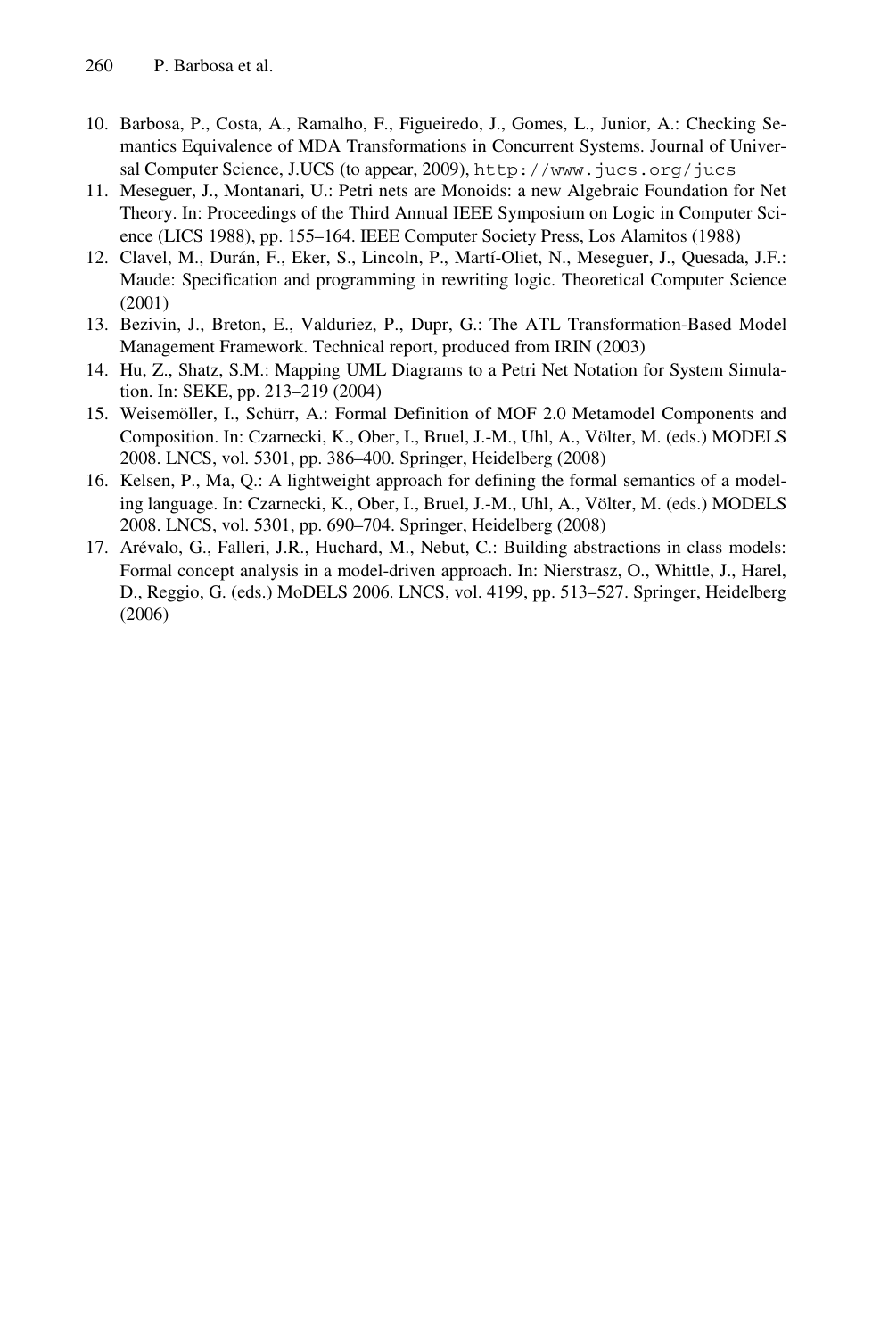10. Barbosa, P., Costa, A., Ramalho, F., Figueiredo, J., Gomes, L., Junior, A.: Checking Semantics Equivalence of MDA Transformations in Concurrent Systems. Journal of Universal Computer Science, J.UCS (to appear, 2009), `http://www.jucs.org/jucs`
11. Meseguer, J., Montanari, U.: Petri nets are Monoids: a new Algebraic Foundation for Net Theory. In: Proceedings of the Third Annual IEEE Symposium on Logic in Computer Science (LICS 1988), pp. 155–164. IEEE Computer Society Press, Los Alamitos (1988)
12. Clavel, M., Durán, F., Eker, S., Lincoln, P., Martí-Oliet, N., Meseguer, J., Quesada, J.F.: Maude: Specification and programming in rewriting logic. Theoretical Computer Science (2001)
13. Bezivin, J., Breton, E., Valduriez, P., Dupr, G.: The ATL Transformation-Based Model Management Framework. Technical report, produced from IRIN (2003)
14. Hu, Z., Shatz, S.M.: Mapping UML Diagrams to a Petri Net Notation for System Simulation. In: SEKE, pp. 213–219 (2004)
15. Weisemöller, I., Schürr, A.: Formal Definition of MOF 2.0 Metamodel Components and Composition. In: Czarnecki, K., Ober, I., Bruel, J.-M., Uhl, A., Völter, M. (eds.) MODELS 2008. LNCS, vol. 5301, pp. 386–400. Springer, Heidelberg (2008)
16. Kelsen, P., Ma, Q.: A lightweight approach for defining the formal semantics of a modeling language. In: Czarnecki, K., Ober, I., Bruel, J.-M., Uhl, A., Völter, M. (eds.) MODELS 2008. LNCS, vol. 5301, pp. 690–704. Springer, Heidelberg (2008)
17. Arévalo, G., Falleri, J.R., Huchard, M., Nebut, C.: Building abstractions in class models: Formal concept analysis in a model-driven approach. In: Nierstrasz, O., Whittle, J., Harel, D., Reggio, G. (eds.) MoDELS 2006. LNCS, vol. 4199, pp. 513–527. Springer, Heidelberg (2006)